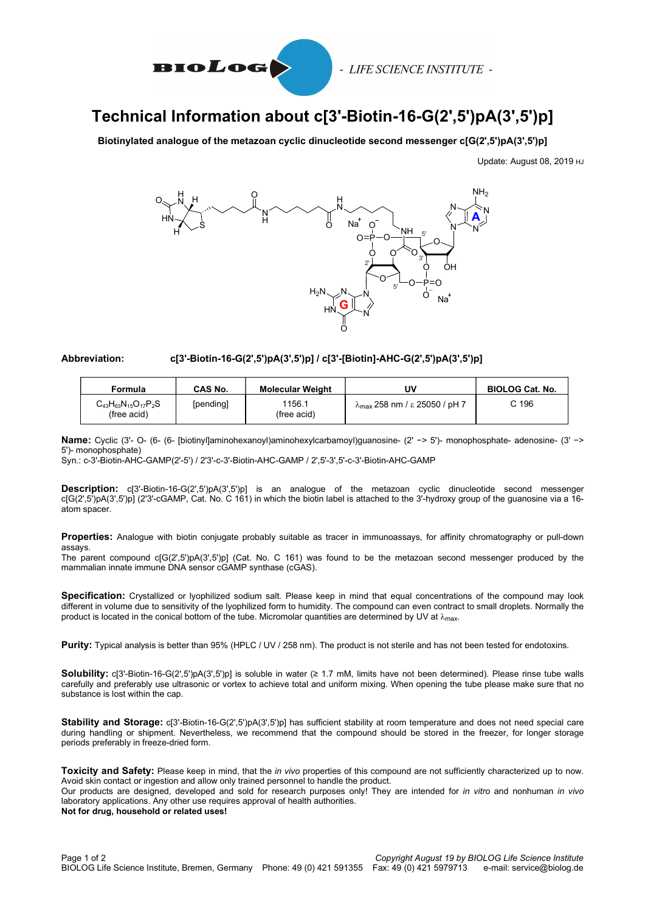# Technical Information about c[3'-Biotin-16-G(2',5')pA(3',5')p]

**Biotinylated analogue of the metazoan cyclic dinucleotide second messenger c[G(2',5')pA(3',5')p]**

Update: August 08, 2019 HJ

**Abbreviation:** **c[3'-Biotin-16-G(2',5')pA(3',5')p] / c[3'-[Biotin]-AHC-G(2',5')pA(3',5')p]**

| Formula | CAS No. | Molecular Weight | UV | BIOLOG Cat. No. |
|---|---|---|---|---|
| $C_{43}H_{63}N_{15}O_{17}P_2S$ (free acid) | [pending] | 1156.1 (free acid) | $\lambda_{max}$ 258 nm / ε 25050 / pH 7 | C 196 |

**Name:** Cyclic (3'- O- (6- (6- [biotinyl]aminohexanoyl)aminohexylcarbamoyl)guanosine- (2' −> 5')- monophosphate- adenosine- (3' −> 5')- monophosphate)

Syn.: c-3'-Biotin-AHC-GAMP(2'-5') / 2'3'-c-3'-Biotin-AHC-GAMP / 2',5'-3',5'-c-3'-Biotin-AHC-GAMP

**Description:** c[3'-Biotin-16-G(2',5')pA(3',5')p] is an analogue of the metazoan cyclic dinucleotide second messenger c[G(2',5')pA(3',5')p] (2'3'-cGAMP, Cat. No. C 161) in which the biotin label is attached to the 3'-hydroxy group of the guanosine via a 16-atom spacer.

**Properties:** Analogue with biotin conjugate probably suitable as tracer in immunoassays, for affinity chromatography or pull-down assays.

The parent compound c[G(2',5')pA(3',5')p] (Cat. No. C 161) was found to be the metazoan second messenger produced by the mammalian innate immune DNA sensor cGAMP synthase (cGAS).

**Specification:** Crystallized or lyophilized sodium salt. Please keep in mind that equal concentrations of the compound may look different in volume due to sensitivity of the lyophilized form to humidity. The compound can even contract to small droplets. Normally the product is located in the conical bottom of the tube. Micromolar quantities are determined by UV at $\lambda_{max}$.

**Purity:** Typical analysis is better than 95% (HPLC / UV / 258 nm). The product is not sterile and has not been tested for endotoxins.

**Solubility:** c[3'-Biotin-16-G(2',5')pA(3',5')p] is soluble in water (≥ 1.7 mM, limits have not been determined). Please rinse tube walls carefully and preferably use ultrasonic or vortex to achieve total and uniform mixing. When opening the tube please make sure that no substance is lost within the cap.

**Stability and Storage:** c[3'-Biotin-16-G(2',5')pA(3',5')p] has sufficient stability at room temperature and does not need special care during handling or shipment. Nevertheless, we recommend that the compound should be stored in the freezer, for longer storage periods preferably in freeze-dried form.

**Toxicity and Safety:** Please keep in mind, that the *in vivo* properties of this compound are not sufficiently characterized up to now. Avoid skin contact or ingestion and allow only trained personnel to handle the product.

Our products are designed, developed and sold for research purposes only! They are intended for *in vitro* and nonhuman *in vivo* laboratory applications. Any other use requires approval of health authorities.

**Not for drug, household or related uses!**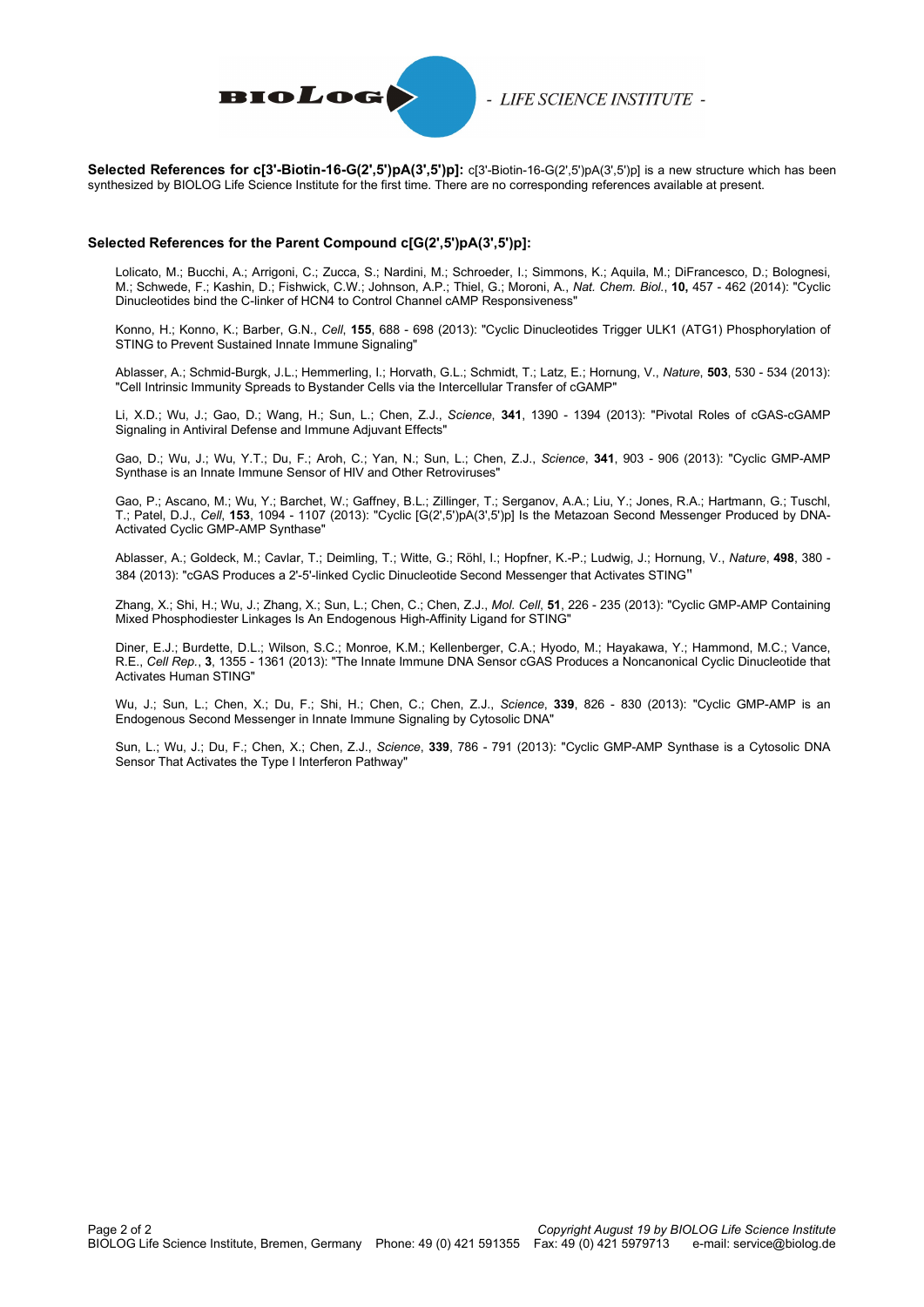BIOLOG - LIFE SCIENCE INSTITUTE -

**Selected References for c[3'-Biotin-16-G(2',5')pA(3',5')p]:** c[3'-Biotin-16-G(2',5')pA(3',5')p] is a new structure which has been synthesized by BIOLOG Life Science Institute for the first time. There are no corresponding references available at present.

**Selected References for the Parent Compound c[G(2',5')pA(3',5')p]:**

Lolicato, M.; Bucchi, A.; Arrigoni, C.; Zucca, S.; Nardini, M.; Schroeder, I.; Simmons, K.; Aquila, M.; DiFrancesco, D.; Bolognesi, M.; Schwede, F.; Kashin, D.; Fishwick, C.W.; Johnson, A.P.; Thiel, G.; Moroni, A., *Nat. Chem. Biol.*, **10,** 457 - 462 (2014): "Cyclic Dinucleotides bind the C-linker of HCN4 to Control Channel cAMP Responsiveness"

Konno, H.; Konno, K.; Barber, G.N., *Cell*, **155**, 688 - 698 (2013): "Cyclic Dinucleotides Trigger ULK1 (ATG1) Phosphorylation of STING to Prevent Sustained Innate Immune Signaling"

Ablasser, A.; Schmid-Burgk, J.L.; Hemmerling, I.; Horvath, G.L.; Schmidt, T.; Latz, E.; Hornung, V., *Nature*, **503**, 530 - 534 (2013): "Cell Intrinsic Immunity Spreads to Bystander Cells via the Intercellular Transfer of cGAMP"

Li, X.D.; Wu, J.; Gao, D.; Wang, H.; Sun, L.; Chen, Z.J., *Science*, **341**, 1390 - 1394 (2013): "Pivotal Roles of cGAS-cGAMP Signaling in Antiviral Defense and Immune Adjuvant Effects"

Gao, D.; Wu, J.; Wu, Y.T.; Du, F.; Aroh, C.; Yan, N.; Sun, L.; Chen, Z.J., *Science*, **341**, 903 - 906 (2013): "Cyclic GMP-AMP Synthase is an Innate Immune Sensor of HIV and Other Retroviruses"

Gao, P.; Ascano, M.; Wu, Y.; Barchet, W.; Gaffney, B.L.; Zillinger, T.; Serganov, A.A.; Liu, Y.; Jones, R.A.; Hartmann, G.; Tuschl, T.; Patel, D.J., *Cell*, **153**, 1094 - 1107 (2013): "Cyclic [G(2',5')pA(3',5')p] Is the Metazoan Second Messenger Produced by DNA-Activated Cyclic GMP-AMP Synthase"

Ablasser, A.; Goldeck, M.; Cavlar, T.; Deimling, T.; Witte, G.; Röhl, I.; Hopfner, K.-P.; Ludwig, J.; Hornung, V., *Nature*, **498**, 380 - 384 (2013): "cGAS Produces a 2'-5'-linked Cyclic Dinucleotide Second Messenger that Activates STING"

Zhang, X.; Shi, H.; Wu, J.; Zhang, X.; Sun, L.; Chen, C.; Chen, Z.J., *Mol. Cell*, **51**, 226 - 235 (2013): "Cyclic GMP-AMP Containing Mixed Phosphodiester Linkages Is An Endogenous High-Affinity Ligand for STING"

Diner, E.J.; Burdette, D.L.; Wilson, S.C.; Monroe, K.M.; Kellenberger, C.A.; Hyodo, M.; Hayakawa, Y.; Hammond, M.C.; Vance, R.E., *Cell Rep.*, **3**, 1355 - 1361 (2013): "The Innate Immune DNA Sensor cGAS Produces a Noncanonical Cyclic Dinucleotide that Activates Human STING"

Wu, J.; Sun, L.; Chen, X.; Du, F.; Shi, H.; Chen, C.; Chen, Z.J., *Science*, **339**, 826 - 830 (2013): "Cyclic GMP-AMP is an Endogenous Second Messenger in Innate Immune Signaling by Cytosolic DNA"

Sun, L.; Wu, J.; Du, F.; Chen, X.; Chen, Z.J., *Science*, **339**, 786 - 791 (2013): "Cyclic GMP-AMP Synthase is a Cytosolic DNA Sensor That Activates the Type I Interferon Pathway"

*Copyright August 19 by BIOLOG Life Science Institute*

BIOLOG Life Science Institute, Bremen, Germany Phone: 49 (0) 421 591355 Fax: 49 (0) 421 5979713 e-mail: service@biolog.de